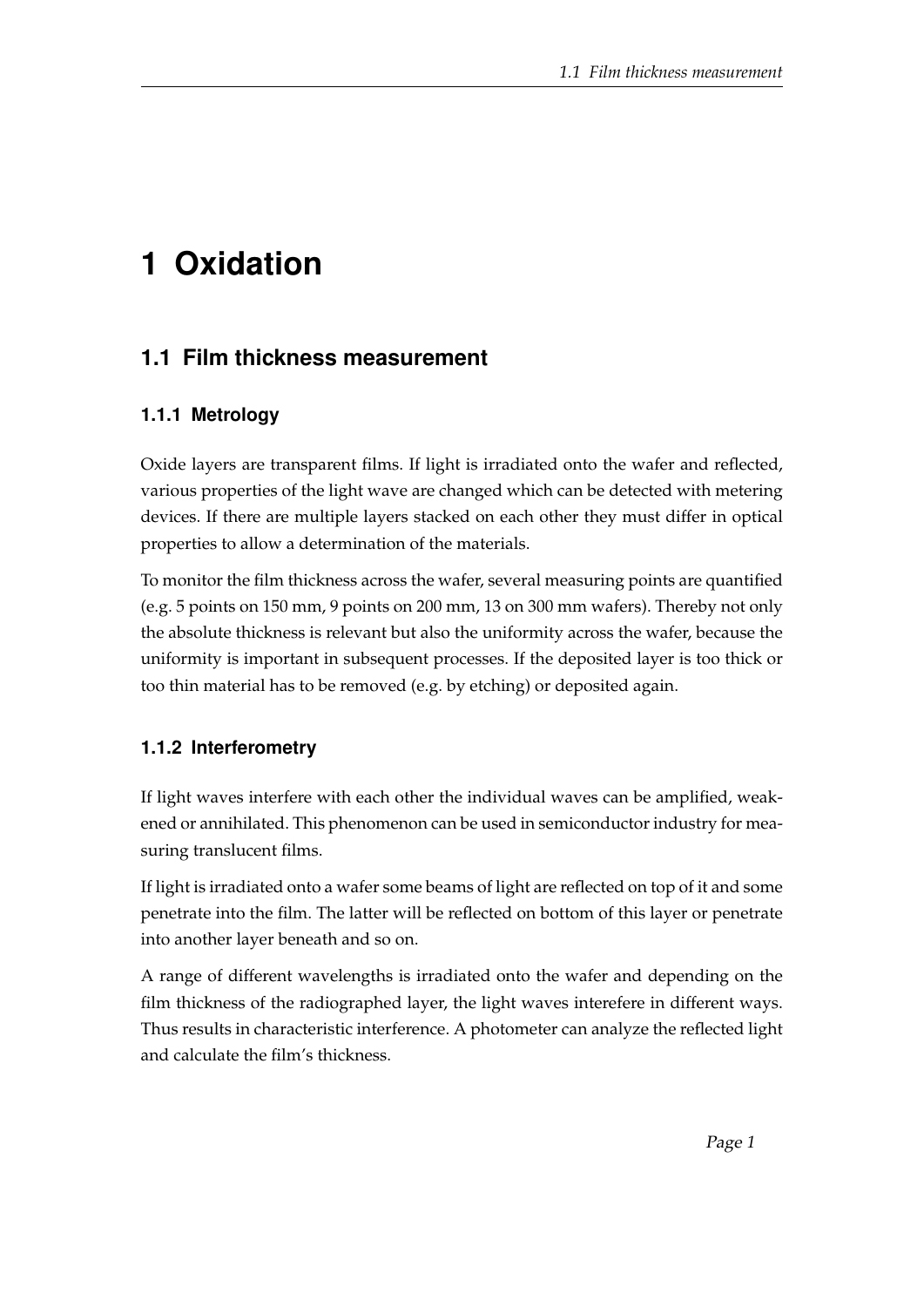# 1 Oxidation

## 1.1 Film thickness measurement

### 1.1.1 Metrology

Oxide layers are transparent films. If light is irradiated onto the wafer and reflected, various properties of the light wave are changed which can be detected with metering devices. If there are multiple layers stacked on each other they must differ in optical properties to allow a determination of the materials.

To monitor the film thickness across the wafer, several measuring points are quantified (e.g. 5 points on 150 mm, 9 points on 200 mm, 13 on 300 mm wafers). Thereby not only the absolute thickness is relevant but also the uniformity across the wafer, because the uniformity is important in subsequent processes. If the deposited layer is too thick or too thin material has to be removed (e.g. by etching) or deposited again.

### 1.1.2 Interferometry

If light waves interfere with each other the individual waves can be amplified, weakened or annihilated. This phenomenon can be used in semiconductor industry for measuring translucent films.

If light is irradiated onto a wafer some beams of light are reflected on top of it and some penetrate into the film. The latter will be reflected on bottom of this layer or penetrate into another layer beneath and so on.

A range of different wavelengths is irradiated onto the wafer and depending on the film thickness of the radiographed layer, the light waves interefere in different ways. Thus results in characteristic interference. A photometer can analyze the reflected light and calculate the film's thickness.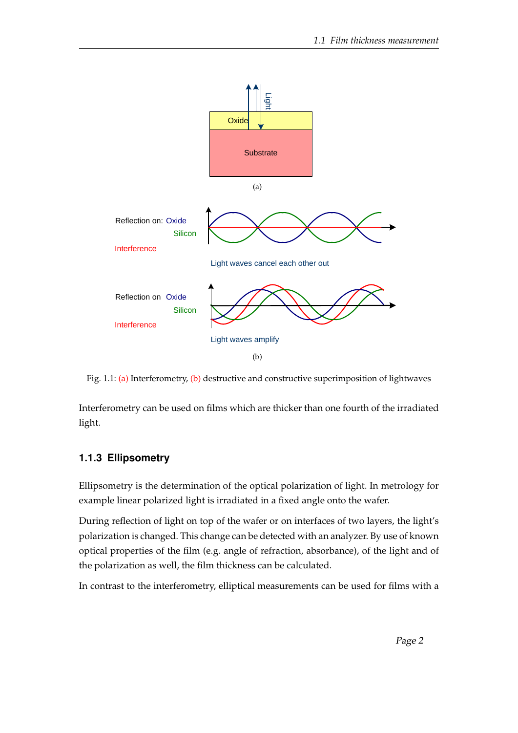Fig. 1.1: (a) Interferometry, (b) destructive and constructive superimposition of lightwaves

Interferometry can be used on films which are thicker than one fourth of the irradiated light.

### 1.1.3 Ellipsometry

Ellipsometry is the determination of the optical polarization of light. In metrology for example linear polarized light is irradiated in a fixed angle onto the wafer.

During reflection of light on top of the wafer or on interfaces of two layers, the light's polarization is changed. This change can be detected with an analyzer. By use of known optical properties of the film (e.g. angle of refraction, absorbance), of the light and of the polarization as well, the film thickness can be calculated.

In contrast to the interferometry, elliptical measurements can be used for films with a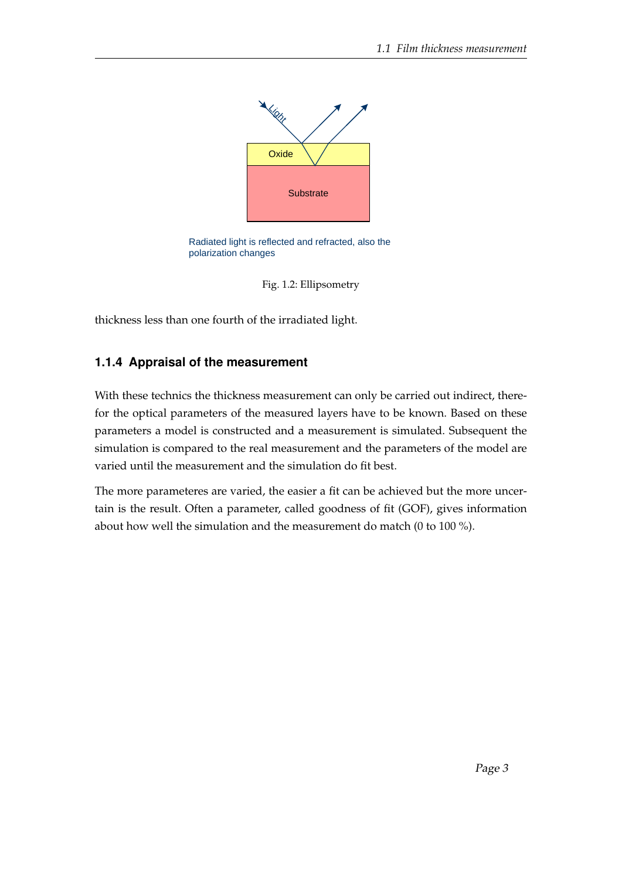Oxide

Substrate

Light

Radiated light is reflected and refracted, also the polarization changes

Fig. 1.2: Ellipsometry

thickness less than one fourth of the irradiated light.

### 1.1.4 Appraisal of the measurement

With these technics the thickness measurement can only be carried out indirect, therefor the optical parameters of the measured layers have to be known. Based on these parameters a model is constructed and a measurement is simulated. Subsequent the simulation is compared to the real measurement and the parameters of the model are varied until the measurement and the simulation do fit best.

The more parameteres are varied, the easier a fit can be achieved but the more uncertain is the result. Often a parameter, called goodness of fit (GOF), gives information about how well the simulation and the measurement do match (0 to 100 %).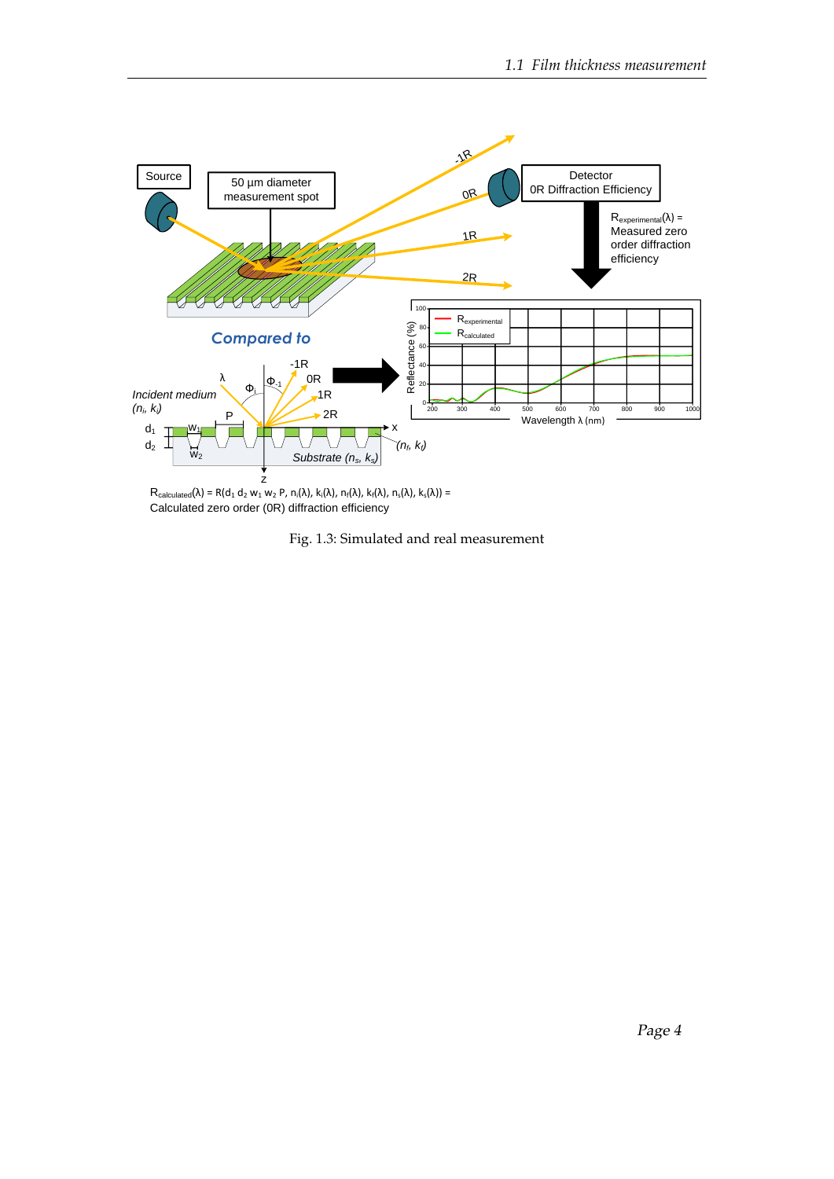Source

50 µm diameter measurement spot

-1R

0R

1R

2R

Detector
0R Diffraction Efficiency

$R_{experimental}(\lambda)$ = Measured zero order diffraction efficiency

*Compared to*

$R_{experimental}$

$R_{calculated}$

Reflectance (%)

100

80

60

40

20

0

200 300 400 500 600 700 800 900 1000

Wavelength λ (nm)

Incident medium ($n_i$, $k_i$)

λ

$\Phi_i$

$\Phi_{-1}$

-1R

0R

1R

2R

P

$d_1$

$d_2$

$w_1$

$w_2$

x

z

($n_f$, $k_f$)

*Substrate ($n_s$, $k_s$)*

$R_{calculated}(\lambda) = R(d_1\ d_2\ w_1\ w_2\ P,\ n_i(\lambda),\ k_i(\lambda),\ n_f(\lambda),\ k_f(\lambda),\ n_s(\lambda),\ k_s(\lambda))$ =
Calculated zero order (0R) diffraction efficiency

Fig. 1.3: Simulated and real measurement